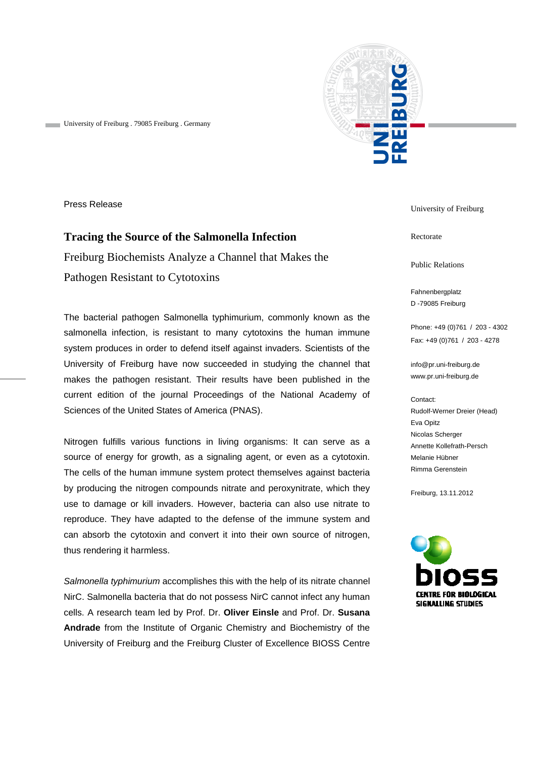University of Freiburg . 79085 Freiburg . Germany

Press Release

# Tracing the Source of the Salmonella Infection

## Freiburg Biochemists Analyze a Channel that Makes the Pathogen Resistant to Cytotoxins

The bacterial pathogen Salmonella typhimurium, commonly known as the salmonella infection, is resistant to many cytotoxins the human immune system produces in order to defend itself against invaders. Scientists of the University of Freiburg have now succeeded in studying the channel that makes the pathogen resistant. Their results have been published in the current edition of the journal Proceedings of the National Academy of Sciences of the United States of America (PNAS).

Nitrogen fulfills various functions in living organisms: It can serve as a source of energy for growth, as a signaling agent, or even as a cytotoxin. The cells of the human immune system protect themselves against bacteria by producing the nitrogen compounds nitrate and peroxynitrate, which they use to damage or kill invaders. However, bacteria can also use nitrate to reproduce. They have adapted to the defense of the immune system and can absorb the cytotoxin and convert it into their own source of nitrogen, thus rendering it harmless.

*Salmonella typhimurium* accomplishes this with the help of its nitrate channel NirC. Salmonella bacteria that do not possess NirC cannot infect any human cells. A research team led by Prof. Dr. **Oliver Einsle** and Prof. Dr. **Susana Andrade** from the Institute of Organic Chemistry and Biochemistry of the University of Freiburg and the Freiburg Cluster of Excellence BIOSS Centre

University of Freiburg

Rectorate

Public Relations

Fahnenbergplatz
D -79085 Freiburg

Phone: +49 (0)761 / 203 - 4302
Fax: +49 (0)761 / 203 - 4278

info@pr.uni-freiburg.de
www.pr.uni-freiburg.de

Contact:
Rudolf-Werner Dreier (Head)
Eva Opitz
Nicolas Scherger
Annette Kollefrath-Persch
Melanie Hübner
Rimma Gerenstein

Freiburg, 13.11.2012

bioss
CENTRE FOR BIOLOGICAL SIGNALLING STUDIES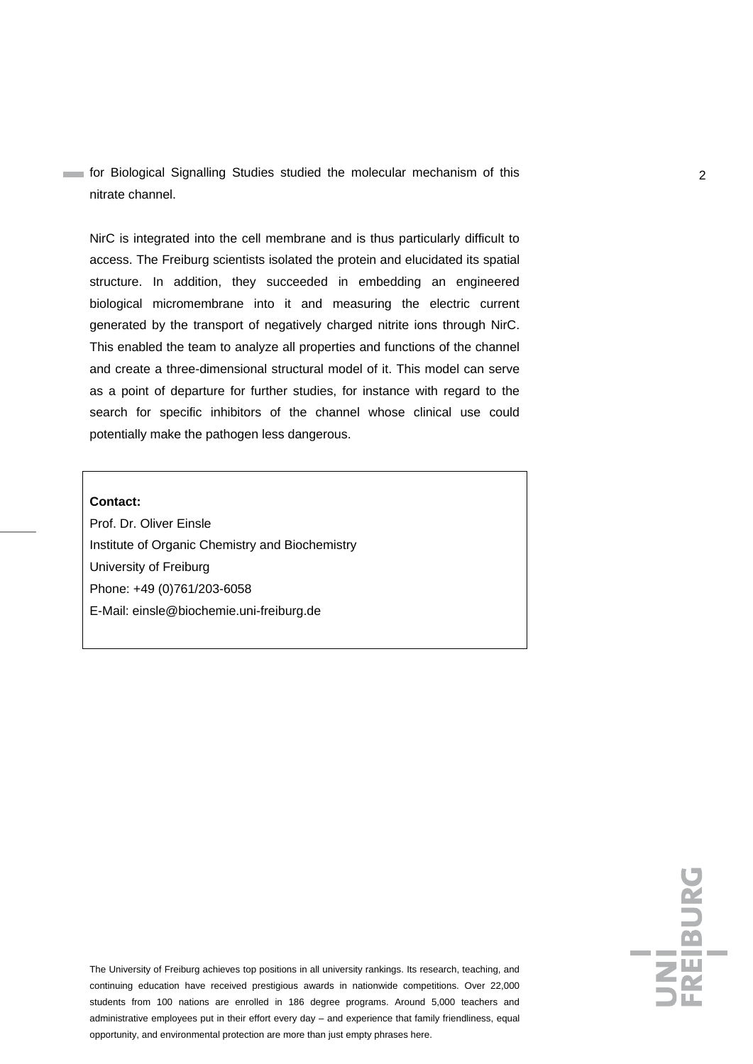for Biological Signalling Studies studied the molecular mechanism of this nitrate channel.

NirC is integrated into the cell membrane and is thus particularly difficult to access. The Freiburg scientists isolated the protein and elucidated its spatial structure. In addition, they succeeded in embedding an engineered biological micromembrane into it and measuring the electric current generated by the transport of negatively charged nitrite ions through NirC. This enabled the team to analyze all properties and functions of the channel and create a three-dimensional structural model of it. This model can serve as a point of departure for further studies, for instance with regard to the search for specific inhibitors of the channel whose clinical use could potentially make the pathogen less dangerous.

**Contact:**
Prof. Dr. Oliver Einsle
Institute of Organic Chemistry and Biochemistry
University of Freiburg
Phone: +49 (0)761/203-6058
E-Mail: einsle@biochemie.uni-freiburg.de

The University of Freiburg achieves top positions in all university rankings. Its research, teaching, and continuing education have received prestigious awards in nationwide competitions. Over 22,000 students from 100 nations are enrolled in 186 degree programs. Around 5,000 teachers and administrative employees put in their effort every day – and experience that family friendliness, equal opportunity, and environmental protection are more than just empty phrases here.